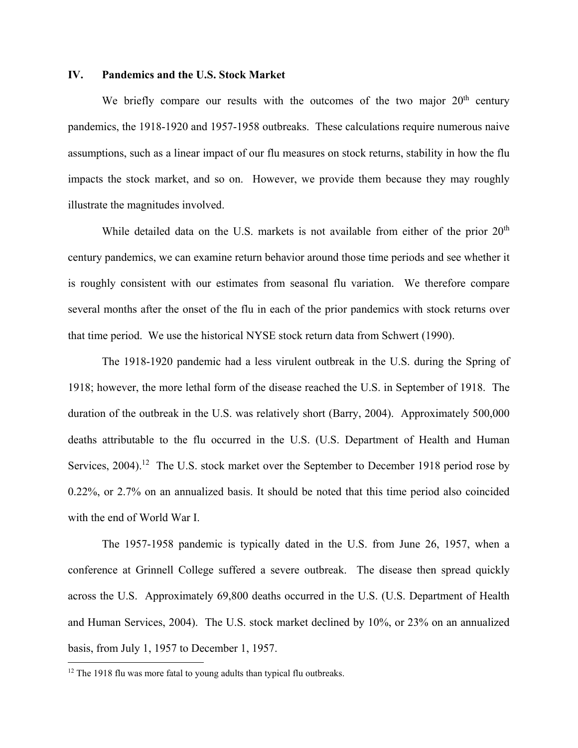## IV. Pandemics and the U.S. Stock Market

We briefly compare our results with the outcomes of the two major 20th century pandemics, the 1918-1920 and 1957-1958 outbreaks. These calculations require numerous naive assumptions, such as a linear impact of our flu measures on stock returns, stability in how the flu impacts the stock market, and so on. However, we provide them because they may roughly illustrate the magnitudes involved.

While detailed data on the U.S. markets is not available from either of the prior 20th century pandemics, we can examine return behavior around those time periods and see whether it is roughly consistent with our estimates from seasonal flu variation. We therefore compare several months after the onset of the flu in each of the prior pandemics with stock returns over that time period. We use the historical NYSE stock return data from Schwert (1990).

The 1918-1920 pandemic had a less virulent outbreak in the U.S. during the Spring of 1918; however, the more lethal form of the disease reached the U.S. in September of 1918. The duration of the outbreak in the U.S. was relatively short (Barry, 2004). Approximately 500,000 deaths attributable to the flu occurred in the U.S. (U.S. Department of Health and Human Services, 2004).[12] The U.S. stock market over the September to December 1918 period rose by 0.22%, or 2.7% on an annualized basis. It should be noted that this time period also coincided with the end of World War I.

The 1957-1958 pandemic is typically dated in the U.S. from June 26, 1957, when a conference at Grinnell College suffered a severe outbreak. The disease then spread quickly across the U.S. Approximately 69,800 deaths occurred in the U.S. (U.S. Department of Health and Human Services, 2004). The U.S. stock market declined by 10%, or 23% on an annualized basis, from July 1, 1957 to December 1, 1957.

[12] The 1918 flu was more fatal to young adults than typical flu outbreaks.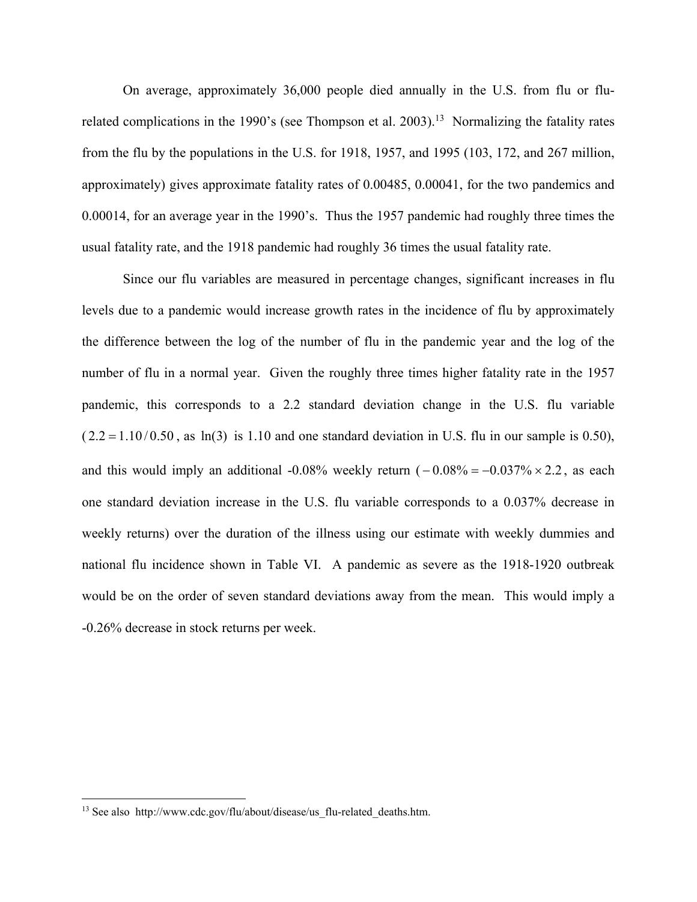On average, approximately 36,000 people died annually in the U.S. from flu or flu-related complications in the 1990's (see Thompson et al. 2003).[13] Normalizing the fatality rates from the flu by the populations in the U.S. for 1918, 1957, and 1995 (103, 172, and 267 million, approximately) gives approximate fatality rates of 0.00485, 0.00041, for the two pandemics and 0.00014, for an average year in the 1990's. Thus the 1957 pandemic had roughly three times the usual fatality rate, and the 1918 pandemic had roughly 36 times the usual fatality rate.

Since our flu variables are measured in percentage changes, significant increases in flu levels due to a pandemic would increase growth rates in the incidence of flu by approximately the difference between the log of the number of flu in the pandemic year and the log of the number of flu in a normal year. Given the roughly three times higher fatality rate in the 1957 pandemic, this corresponds to a 2.2 standard deviation change in the U.S. flu variable ($2.2 = 1.10/0.50$, as $\ln(3)$ is 1.10 and one standard deviation in U.S. flu in our sample is 0.50), and this would imply an additional -0.08% weekly return ($-0.08\% = -0.037\% \times 2.2$, as each one standard deviation increase in the U.S. flu variable corresponds to a 0.037% decrease in weekly returns) over the duration of the illness using our estimate with weekly dummies and national flu incidence shown in Table VI. A pandemic as severe as the 1918-1920 outbreak would be on the order of seven standard deviations away from the mean. This would imply a -0.26% decrease in stock returns per week.

---

[13] See also http://www.cdc.gov/flu/about/disease/us_flu-related_deaths.htm.